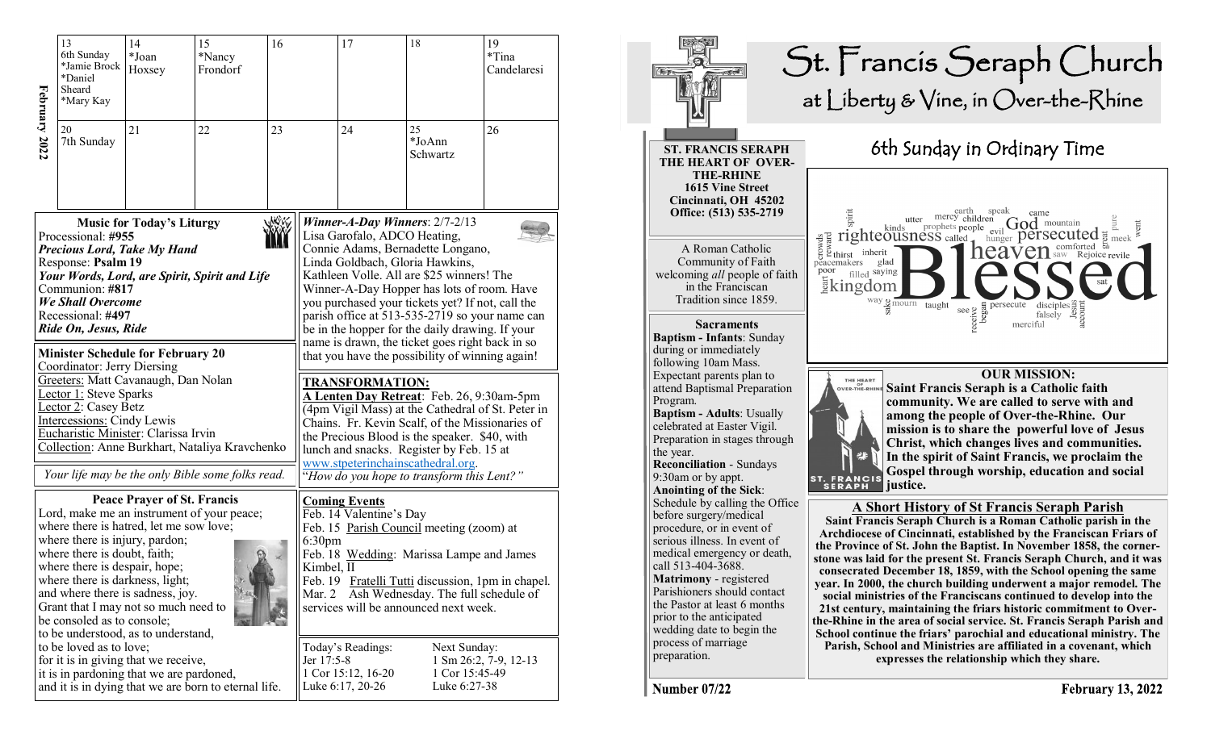**February 2022**

| 13 | 14 | 15 | 16 | 17 | 18 | 19 |
|---|---|---|---|---|---|---|
| 6th Sunday *Jamie Brock *Daniel Sheard *Mary Kay | *Joan Hoxsey | *Nancy Frondorf | | | | *Tina Candelaresi |
| **20** | **21** | **22** | **23** | **24** | **25** | **26** |
| 7th Sunday | | | | | *JoAnn Schwartz | |

### Music for Today's Liturgy

Processional: **#955**
***Precious Lord, Take My Hand***
Response: **Psalm 19**
***Your Words, Lord, are Spirit, Spirit and Life***
Communion: **#817**
***We Shall Overcome***
Recessional: **#497**
***Ride On, Jesus, Ride***

### Minister Schedule for February 20

Coordinator: Jerry Diersing
Greeters: Matt Cavanaugh, Dan Nolan
Lector 1: Steve Sparks
Lector 2: Casey Betz
Intercessions: Cindy Lewis
Eucharistic Minister: Clarissa Irvin
Collection: Anne Burkhart, Nataliya Kravchenko

*Your life may be the only Bible some folks read.*

### Peace Prayer of St. Francis

Lord, make me an instrument of your peace;
where there is hatred, let me sow love;
where there is injury, pardon;
where there is doubt, faith;
where there is despair, hope;
where there is darkness, light;
and where there is sadness, joy.
Grant that I may not so much need to be consoled as to console;
to be understood, as to understand,
to be loved as to love;
for it is in giving that we receive,
it is in pardoning that we are pardoned,
and it is in dying that we are born to eternal life.

***Winner-A-Day Winners***: 2/7-2/13
Lisa Garofalo, ADCO Heating, Connie Adams, Bernadette Longano, Linda Goldbach, Gloria Hawkins, Kathleen Volle. All are $25 winners! The Winner-A-Day Hopper has lots of room. Have you purchased your tickets yet? If not, call the parish office at 513-535-2719 so your name can be in the hopper for the daily drawing. If your name is drawn, the ticket goes right back in so that you have the possibility of winning again!

**TRANSFORMATION:**
**A Lenten Day Retreat**: Feb. 26, 9:30am-5pm (4pm Vigil Mass) at the Cathedral of St. Peter in Chains. Fr. Kevin Scalf, of the Missionaries of the Precious Blood is the speaker. $40, with lunch and snacks. Register by Feb. 15 at www.stpeterinchainscathedral.org.
*"How do you hope to transform this Lent?"*

**Coming Events**
Feb. 14 Valentine's Day
Feb. 15 Parish Council meeting (zoom) at 6:30pm
Feb. 18 Wedding: Marissa Lampe and James Kimbel, II
Feb. 19 Fratelli Tutti discussion, 1pm in chapel.
Mar. 2 Ash Wednesday. The full schedule of services will be announced next week.

| Today's Readings: | Next Sunday: |
|---|---|
| Jer 17:5-8 | 1 Sm 26:2, 7-9, 12-13 |
| 1 Cor 15:12, 16-20 | 1 Cor 15:45-49 |
| Luke 6:17, 20-26 | Luke 6:27-38 |

# St. Francis Seraph Church
## at Liberty & Vine, in Over-the-Rhine

**ST. FRANCIS SERAPH**
**THE HEART OF OVER-THE-RHINE**
**1615 Vine Street**
**Cincinnati, OH 45202**
**Office: (513) 535-2719**

A Roman Catholic Community of Faith welcoming *all* people of faith in the Franciscan Tradition since 1859.

**Sacraments**
**Baptism - Infants**: Sunday during or immediately following 10am Mass. Expectant parents plan to attend Baptismal Preparation Program.
**Baptism - Adults**: Usually celebrated at Easter Vigil. Preparation in stages through the year.
**Reconciliation** - Sundays 9:30am or by appt.
**Anointing of the Sick**: Schedule by calling the Office before surgery/medical procedure, or in event of serious illness. In event of medical emergency or death, call 513-404-3688.
**Matrimony** - registered Parishioners should contact the Pastor at least 6 months prior to the anticipated wedding date to begin the process of marriage preparation.

## 6th Sunday in Ordinary Time

**OUR MISSION:**
**Saint Francis Seraph is a Catholic faith community. We are called to serve with and among the people of Over-the-Rhine. Our mission is to share the powerful love of Jesus Christ, which changes lives and communities. In the spirit of Saint Francis, we proclaim the Gospel through worship, education and social justice.**

### A Short History of St Francis Seraph Parish

**Saint Francis Seraph Church is a Roman Catholic parish in the Archdiocese of Cincinnati, established by the Franciscan Friars of the Province of St. John the Baptist. In November 1858, the cornerstone was laid for the present St. Francis Seraph Church, and it was consecrated December 18, 1859, with the School opening the same year. In 2000, the church building underwent a major remodel. The social ministries of the Franciscans continued to develop into the 21st century, maintaining the friars historic commitment to Over-the-Rhine in the area of social service. St. Francis Seraph Parish and School continue the friars' parochial and educational ministry. The Parish, School and Ministries are affiliated in a covenant, which expresses the relationship which they share.**

**Number 07/22** | **February 13, 2022**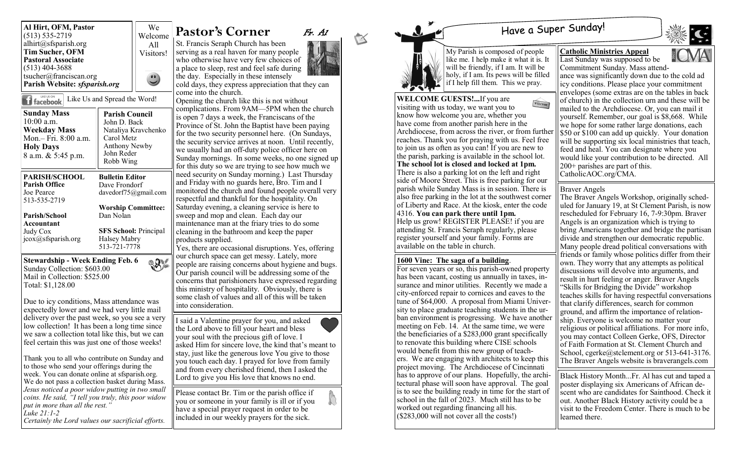**Al Hirt, OFM, Pastor**
(513) 535-2719
alhirt@sfsparish.org
**Tim Sucher, OFM**
**Pastoral Associate**
(513) 404-3688
tsucher@franciscan.org
**Parish Website:** ***sfsparish.org***

We Welcome All Visitors!

Like Us and Spread the Word!

**Sunday Mass**
10:00 a.m.
**Weekday Mass**
Mon.– Fri. 8:00 a.m.
**Holy Days**
8 a.m. & 5:45 p.m.

**Parish Council**
John D. Back
Nataliya Kravchenko
Carol Metz
Anthony Newby
John Reder
Robb Wing

**PARISH/SCHOOL**
**Parish Office**
Joe Pearce
513-535-2719

**Parish/School Accountant**
Judy Cox
jcox@sfsparish.org

**Bulletin Editor**
Dave Frondorf
davedorf75@gmail.com

**Worship Committee:**
Dan Nolan

**SFS School:** Principal
Halsey Mabry
513-721-7778

**Stewardship - Week Ending Feb. 6**
Sunday Collection: $603.00
Mail in Collection: $525.00
Total: $1,128.00

Due to icy conditions, Mass attendance was expectedly lower and we had very little mail delivery over the past week, so you see a very low collection! It has been a long time since we saw a collection total like this, but we can feel certain this was just one of those weeks!

Thank you to all who contribute on Sunday and to those who send your offerings during the week. You can donate online at sfsparish.org. We do not pass a collection basket during Mass.
*Jesus noticed a poor widow putting in two small coins. He said, "I tell you truly, this poor widow put in more than all the rest." Luke 21:1-2*
*Certainly the Lord values our sacrificial efforts.*

# Pastor's Corner

*Fr. Al*

St. Francis Seraph Church has been serving as a real haven for many people who otherwise have very few choices of a place to sleep, rest and feel safe during the day. Especially in these intensely cold days, they express appreciation that they can come into the church.

Opening the church like this is not without complications. From 9AM—5PM when the church is open 7 days a week, the Franciscans of the Province of St. John the Baptist have been paying for the two security personnel here. (On Sundays, the security service arrives at noon. Until recently, we usually had an off-duty police officer here on Sunday mornings. In some weeks, no one signed up for this duty so we are trying to see how much we need security on Sunday morning.) Last Thursday and Friday with no guards here, Bro. Tim and I monitored the church and found people overall very respectful and thankful for the hospitality. On Saturday evening, a cleaning service is here to sweep and mop and clean. Each day our maintenance man at the friary tries to do some cleaning in the bathroom and keep the paper products supplied.

Yes, there are occasional disruptions. Yes, offering our church space can get messy. Lately, more people are raising concerns about hygiene and bugs. Our parish council will be addressing some of the concerns that parishioners have expressed regarding this ministry of hospitality. Obviously, there is some clash of values and all of this will be taken into consideration.

I said a Valentine prayer for you, and asked the Lord above to fill your heart and bless your soul with the precious gift of love. I asked Him for sincere love, the kind that's meant to stay, just like the generous love You give to those you touch each day. I prayed for love from family and from every cherished friend, then I asked the Lord to give you His love that knows no end.

Please contact Br. Tim or the parish office if you or someone in your family is ill or if you have a special prayer request in order to be included in our weekly prayers for the sick.

## Have a Super Sunday!

My Parish is composed of people like me. I help make it what it is. It will be friendly, if I am. It will be holy, if I am. Its pews will be filled if I help fill them. This we pray.

**WELCOME GUESTS!...**If you are visiting with us today, we want you to know how welcome you are, whether you have come from another parish here in the Archdiocese, from across the river, or from further reaches. Thank you for praying with us. Feel free to join us as often as you can! If you are new to the parish, parking is available in the school lot. **The school lot is closed and locked at 1pm.** There is also a parking lot on the left and right side of Moore Street. This is free parking for our parish while Sunday Mass is in session. There is also free parking in the lot at the southwest corner of Liberty and Race. At the kiosk, enter the code 4316. **You can park there until 1pm.**
Help us grow! REGISTER PLEASE! if you are attending St. Francis Seraph regularly, please register yourself and your family. Forms are available on the table in church.

**1600 Vine: The saga of a building**.
For seven years or so, this parish-owned property has been vacant, costing us annually in taxes, insurance and minor utilities. Recently we made a city-enforced repair to cornices and eaves to the tune of $64,000. A proposal from Miami University to place graduate teaching students in the urban environment is progressing. We have another meeting on Feb. 14. At the same time, we were the beneficiaries of a $283,000 grant specifically to renovate this building where CISE schools would benefit from this new group of teachers. We are engaging with architects to keep this project moving. The Archdiocese of Cincinnati has to approve of our plans. Hopefully, the architectural phase will soon have approval. The goal is to see the building ready in time for the start of school in the fall of 2023. Much still has to be worked out regarding financing all his. ($283,000 will not cover all the costs!)

**Catholic Ministries Appeal**
Last Sunday was supposed to be Commitment Sunday. Mass attendance was significantly down due to the cold ad icy conditions. Please place your commitment envelopes (some extras are on the tables in back of church) in the collection urn and these will be mailed to the Archdiocese. Or, you can mail it yourself. Remember, our goal is $8,668. While we hope for some rather large donations, each $50 or $100 can add up quickly. Your donation will be supporting six local ministries that teach, feed and heal. You can designate where you would like your contribution to be directed. All 200+ parishes are part of this.
CatholicAOC.org/CMA.

Braver Angels
The Braver Angels Workshop, originally scheduled for January 19, at St Clement Parish, is now rescheduled for February 16, 7-9:30pm. Braver Angels is an organization which is trying to bring Americans together and bridge the partisan divide and strengthen our democratic republic. Many people dread political conversations with friends or family whose politics differ from their own. They worry that any attempts as political discussions will devolve into arguments, and result in hurt feeling or anger. Braver Angels "Skills for Bridging the Divide" workshop teaches skills for having respectful conversations that clarify differences, search for common ground, and affirm the importance of relationship. Everyone is welcome no matter your religious or political affiliations. For more info, you may contact Colleen Gerke, OFS, Director of Faith Formation at St. Clement Church and School, cgerke@stclement.org or 513-641-3176. The Braver Angels website is braverangels.com

Black History Month...Fr. Al has cut and taped a poster displaying six Americans of African descent who are candidates for Sainthood. Check it out. Another Black History activity could be a visit to the Freedom Center. There is much to be learned there.